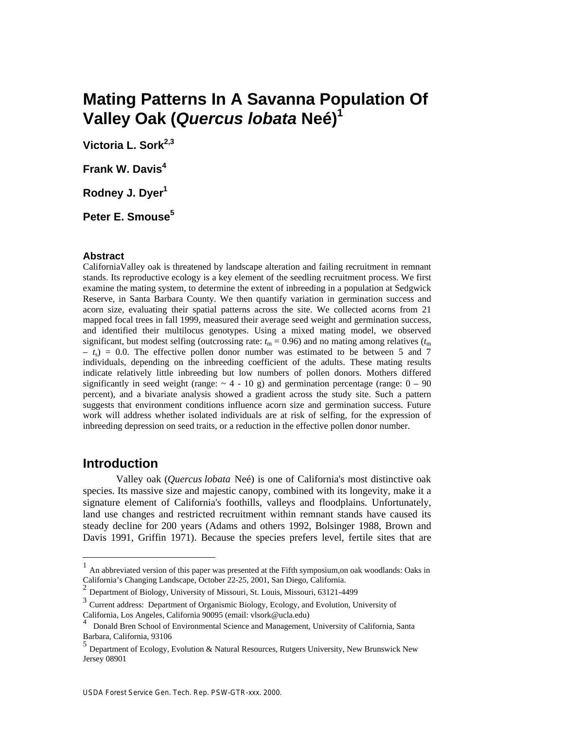# Mating Patterns In A Savanna Population Of Valley Oak (*Quercus lobata* Neé)[1]

**Victoria L. Sork[2,3]**

**Frank W. Davis[4]**

**Rodney J. Dyer[1]**

**Peter E. Smouse[5]**

### Abstract

CaliforniaValley oak is threatened by landscape alteration and failing recruitment in remnant stands. Its reproductive ecology is a key element of the seedling recruitment process. We first examine the mating system, to determine the extent of inbreeding in a population at Sedgwick Reserve, in Santa Barbara County. We then quantify variation in germination success and acorn size, evaluating their spatial patterns across the site. We collected acorns from 21 mapped focal trees in fall 1999, measured their average seed weight and germination success, and identified their multilocus genotypes. Using a mixed mating model, we observed significant, but modest selfing (outcrossing rate: $t_m = 0.96$) and no mating among relatives ($t_m - t_s$) = 0.0. The effective pollen donor number was estimated to be between 5 and 7 individuals, depending on the inbreeding coefficient of the adults. These mating results indicate relatively little inbreeding but low numbers of pollen donors. Mothers differed significantly in seed weight (range: ~ 4 - 10 g) and germination percentage (range: 0 – 90 percent), and a bivariate analysis showed a gradient across the study site. Such a pattern suggests that environment conditions influence acorn size and germination success. Future work will address whether isolated individuals are at risk of selfing, for the expression of inbreeding depression on seed traits, or a reduction in the effective pollen donor number.

## Introduction

Valley oak (*Quercus lobata* Neé) is one of California's most distinctive oak species. Its massive size and majestic canopy, combined with its longevity, make it a signature element of California's foothills, valleys and floodplains. Unfortunately, land use changes and restricted recruitment within remnant stands have caused its steady decline for 200 years (Adams and others 1992, Bolsinger 1988, Brown and Davis 1991, Griffin 1971). Because the species prefers level, fertile sites that are

---

[1] An abbreviated version of this paper was presented at the Fifth symposium,on oak woodlands: Oaks in California's Changing Landscape, October 22-25, 2001, San Diego, California.

[2] Department of Biology, University of Missouri, St. Louis, Missouri, 63121-4499

[3] Current address: Department of Organismic Biology, Ecology, and Evolution, University of California, Los Angeles, California 90095 (email: vlsork@ucla.edu)

[4] Donald Bren School of Environmental Science and Management, University of California, Santa Barbara, California, 93106

[5] Department of Ecology, Evolution & Natural Resources, Rutgers University, New Brunswick New Jersey 08901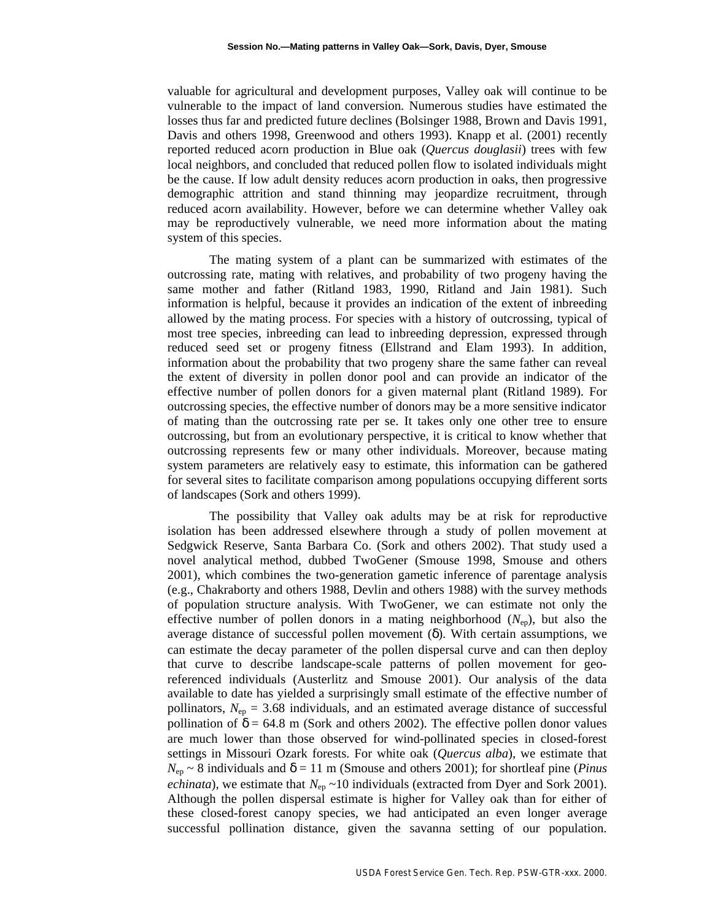valuable for agricultural and development purposes, Valley oak will continue to be vulnerable to the impact of land conversion. Numerous studies have estimated the losses thus far and predicted future declines (Bolsinger 1988, Brown and Davis 1991, Davis and others 1998, Greenwood and others 1993). Knapp et al. (2001) recently reported reduced acorn production in Blue oak (*Quercus douglasii*) trees with few local neighbors, and concluded that reduced pollen flow to isolated individuals might be the cause. If low adult density reduces acorn production in oaks, then progressive demographic attrition and stand thinning may jeopardize recruitment, through reduced acorn availability. However, before we can determine whether Valley oak may be reproductively vulnerable, we need more information about the mating system of this species.

The mating system of a plant can be summarized with estimates of the outcrossing rate, mating with relatives, and probability of two progeny having the same mother and father (Ritland 1983, 1990, Ritland and Jain 1981). Such information is helpful, because it provides an indication of the extent of inbreeding allowed by the mating process. For species with a history of outcrossing, typical of most tree species, inbreeding can lead to inbreeding depression, expressed through reduced seed set or progeny fitness (Ellstrand and Elam 1993). In addition, information about the probability that two progeny share the same father can reveal the extent of diversity in pollen donor pool and can provide an indicator of the effective number of pollen donors for a given maternal plant (Ritland 1989). For outcrossing species, the effective number of donors may be a more sensitive indicator of mating than the outcrossing rate per se. It takes only one other tree to ensure outcrossing, but from an evolutionary perspective, it is critical to know whether that outcrossing represents few or many other individuals. Moreover, because mating system parameters are relatively easy to estimate, this information can be gathered for several sites to facilitate comparison among populations occupying different sorts of landscapes (Sork and others 1999).

The possibility that Valley oak adults may be at risk for reproductive isolation has been addressed elsewhere through a study of pollen movement at Sedgwick Reserve, Santa Barbara Co. (Sork and others 2002). That study used a novel analytical method, dubbed TwoGener (Smouse 1998, Smouse and others 2001), which combines the two-generation gametic inference of parentage analysis (e.g., Chakraborty and others 1988, Devlin and others 1988) with the survey methods of population structure analysis. With TwoGener, we can estimate not only the effective number of pollen donors in a mating neighborhood ($N_{ep}$), but also the average distance of successful pollen movement ($\delta$). With certain assumptions, we can estimate the decay parameter of the pollen dispersal curve and can then deploy that curve to describe landscape-scale patterns of pollen movement for geo-referenced individuals (Austerlitz and Smouse 2001). Our analysis of the data available to date has yielded a surprisingly small estimate of the effective number of pollinators, $N_{ep}$ = 3.68 individuals, and an estimated average distance of successful pollination of $\delta$ = 64.8 m (Sork and others 2002). The effective pollen donor values are much lower than those observed for wind-pollinated species in closed-forest settings in Missouri Ozark forests. For white oak (*Quercus alba*), we estimate that $N_{ep}$ ~ 8 individuals and $\delta$ = 11 m (Smouse and others 2001); for shortleaf pine (*Pinus echinata*), we estimate that $N_{ep}$ ~10 individuals (extracted from Dyer and Sork 2001). Although the pollen dispersal estimate is higher for Valley oak than for either of these closed-forest canopy species, we had anticipated an even longer average successful pollination distance, given the savanna setting of our population.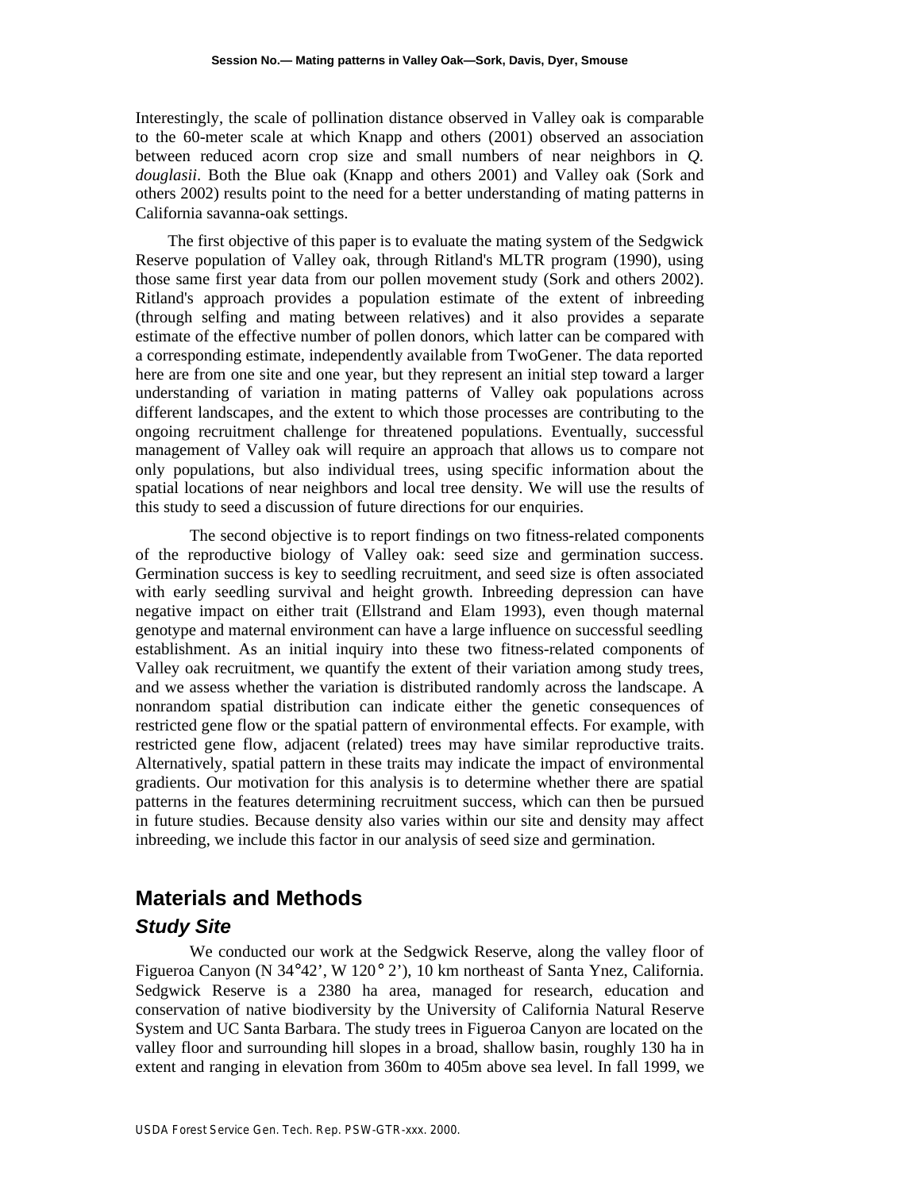Interestingly, the scale of pollination distance observed in Valley oak is comparable to the 60-meter scale at which Knapp and others (2001) observed an association between reduced acorn crop size and small numbers of near neighbors in *Q. douglasii*. Both the Blue oak (Knapp and others 2001) and Valley oak (Sork and others 2002) results point to the need for a better understanding of mating patterns in California savanna-oak settings.

The first objective of this paper is to evaluate the mating system of the Sedgwick Reserve population of Valley oak, through Ritland's MLTR program (1990), using those same first year data from our pollen movement study (Sork and others 2002). Ritland's approach provides a population estimate of the extent of inbreeding (through selfing and mating between relatives) and it also provides a separate estimate of the effective number of pollen donors, which latter can be compared with a corresponding estimate, independently available from TwoGener. The data reported here are from one site and one year, but they represent an initial step toward a larger understanding of variation in mating patterns of Valley oak populations across different landscapes, and the extent to which those processes are contributing to the ongoing recruitment challenge for threatened populations. Eventually, successful management of Valley oak will require an approach that allows us to compare not only populations, but also individual trees, using specific information about the spatial locations of near neighbors and local tree density. We will use the results of this study to seed a discussion of future directions for our enquiries.

The second objective is to report findings on two fitness-related components of the reproductive biology of Valley oak: seed size and germination success. Germination success is key to seedling recruitment, and seed size is often associated with early seedling survival and height growth. Inbreeding depression can have negative impact on either trait (Ellstrand and Elam 1993), even though maternal genotype and maternal environment can have a large influence on successful seedling establishment. As an initial inquiry into these two fitness-related components of Valley oak recruitment, we quantify the extent of their variation among study trees, and we assess whether the variation is distributed randomly across the landscape. A nonrandom spatial distribution can indicate either the genetic consequences of restricted gene flow or the spatial pattern of environmental effects. For example, with restricted gene flow, adjacent (related) trees may have similar reproductive traits. Alternatively, spatial pattern in these traits may indicate the impact of environmental gradients. Our motivation for this analysis is to determine whether there are spatial patterns in the features determining recruitment success, which can then be pursued in future studies. Because density also varies within our site and density may affect inbreeding, we include this factor in our analysis of seed size and germination.

# Materials and Methods

## *Study Site*

We conducted our work at the Sedgwick Reserve, along the valley floor of Figueroa Canyon (N 34°42', W 120° 2'), 10 km northeast of Santa Ynez, California. Sedgwick Reserve is a 2380 ha area, managed for research, education and conservation of native biodiversity by the University of California Natural Reserve System and UC Santa Barbara. The study trees in Figueroa Canyon are located on the valley floor and surrounding hill slopes in a broad, shallow basin, roughly 130 ha in extent and ranging in elevation from 360m to 405m above sea level. In fall 1999, we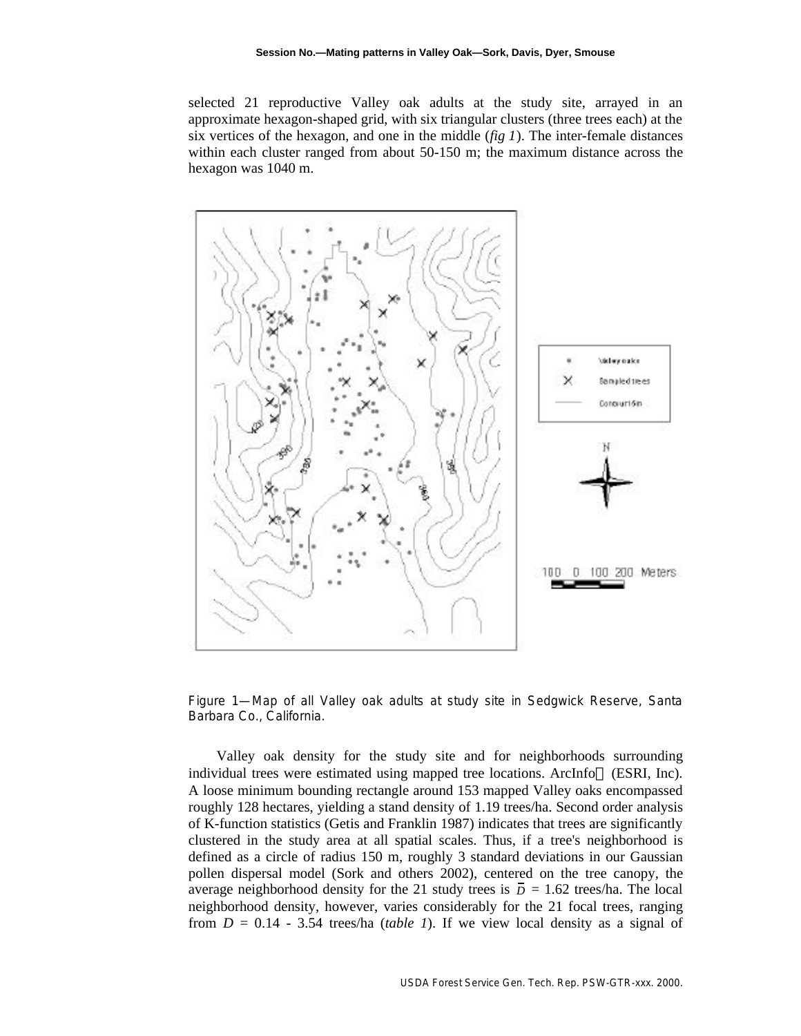selected 21 reproductive Valley oak adults at the study site, arrayed in an approximate hexagon-shaped grid, with six triangular clusters (three trees each) at the six vertices of the hexagon, and one in the middle (*fig 1*). The inter-female distances within each cluster ranged from about 50-150 m; the maximum distance across the hexagon was 1040 m.

Figure 1—Map of all Valley oak adults at study site in Sedgwick Reserve, Santa Barbara Co., California.

Valley oak density for the study site and for neighborhoods surrounding individual trees were estimated using mapped tree locations. ArcInfo (ESRI, Inc). A loose minimum bounding rectangle around 153 mapped Valley oaks encompassed roughly 128 hectares, yielding a stand density of 1.19 trees/ha. Second order analysis of K-function statistics (Getis and Franklin 1987) indicates that trees are significantly clustered in the study area at all spatial scales. Thus, if a tree's neighborhood is defined as a circle of radius 150 m, roughly 3 standard deviations in our Gaussian pollen dispersal model (Sork and others 2002), centered on the tree canopy, the average neighborhood density for the 21 study trees is $\bar{D}$ = 1.62 trees/ha. The local neighborhood density, however, varies considerably for the 21 focal trees, ranging from $D$ = 0.14 - 3.54 trees/ha (*table 1*). If we view local density as a signal of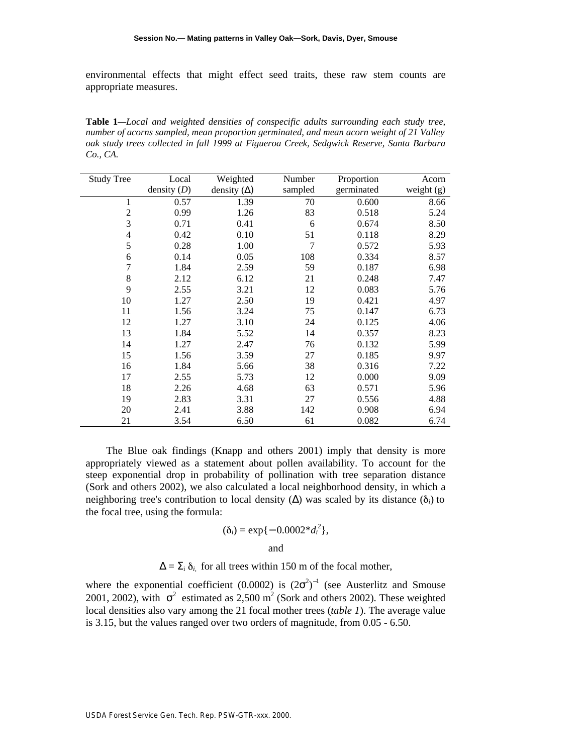environmental effects that might effect seed traits, these raw stem counts are appropriate measures.

**Table 1**—*Local and weighted densities of conspecific adults surrounding each study tree, number of acorns sampled, mean proportion germinated, and mean acorn weight of 21 Valley oak study trees collected in fall 1999 at Figueroa Creek, Sedgwick Reserve, Santa Barbara Co., CA.*

| Study Tree | Local density (*D*) | Weighted density ($\Delta$) | Number sampled | Proportion germinated | Acorn weight (g) |
|---|---|---|---|---|---|
| 1 | 0.57 | 1.39 | 70 | 0.600 | 8.66 |
| 2 | 0.99 | 1.26 | 83 | 0.518 | 5.24 |
| 3 | 0.71 | 0.41 | 6 | 0.674 | 8.50 |
| 4 | 0.42 | 0.10 | 51 | 0.118 | 8.29 |
| 5 | 0.28 | 1.00 | 7 | 0.572 | 5.93 |
| 6 | 0.14 | 0.05 | 108 | 0.334 | 8.57 |
| 7 | 1.84 | 2.59 | 59 | 0.187 | 6.98 |
| 8 | 2.12 | 6.12 | 21 | 0.248 | 7.47 |
| 9 | 2.55 | 3.21 | 12 | 0.083 | 5.76 |
| 10 | 1.27 | 2.50 | 19 | 0.421 | 4.97 |
| 11 | 1.56 | 3.24 | 75 | 0.147 | 6.73 |
| 12 | 1.27 | 3.10 | 24 | 0.125 | 4.06 |
| 13 | 1.84 | 5.52 | 14 | 0.357 | 8.23 |
| 14 | 1.27 | 2.47 | 76 | 0.132 | 5.99 |
| 15 | 1.56 | 3.59 | 27 | 0.185 | 9.97 |
| 16 | 1.84 | 5.66 | 38 | 0.316 | 7.22 |
| 17 | 2.55 | 5.73 | 12 | 0.000 | 9.09 |
| 18 | 2.26 | 4.68 | 63 | 0.571 | 5.96 |
| 19 | 2.83 | 3.31 | 27 | 0.556 | 4.88 |
| 20 | 2.41 | 3.88 | 142 | 0.908 | 6.94 |
| 21 | 3.54 | 6.50 | 61 | 0.082 | 6.74 |

The Blue oak findings (Knapp and others 2001) imply that density is more appropriately viewed as a statement about pollen availability. To account for the steep exponential drop in probability of pollination with tree separation distance (Sork and others 2002), we also calculated a local neighborhood density, in which a neighboring tree's contribution to local density ($\Delta$) was scaled by its distance ($\delta_i$) to the focal tree, using the formula:

$$(\delta_i) = \exp\{-0.0002 * d_i^2\},$$

and

$$\Delta = \Sigma_i \, \delta_i, \text{ for all trees within 150 m of the focal mother,}$$

where the exponential coefficient (0.0002) is $(2\sigma^2)^{-1}$ (see Austerlitz and Smouse 2001, 2002), with $\sigma^2$ estimated as 2,500 m$^2$ (Sork and others 2002). These weighted local densities also vary among the 21 focal mother trees (*table 1*). The average value is 3.15, but the values ranged over two orders of magnitude, from 0.05 - 6.50.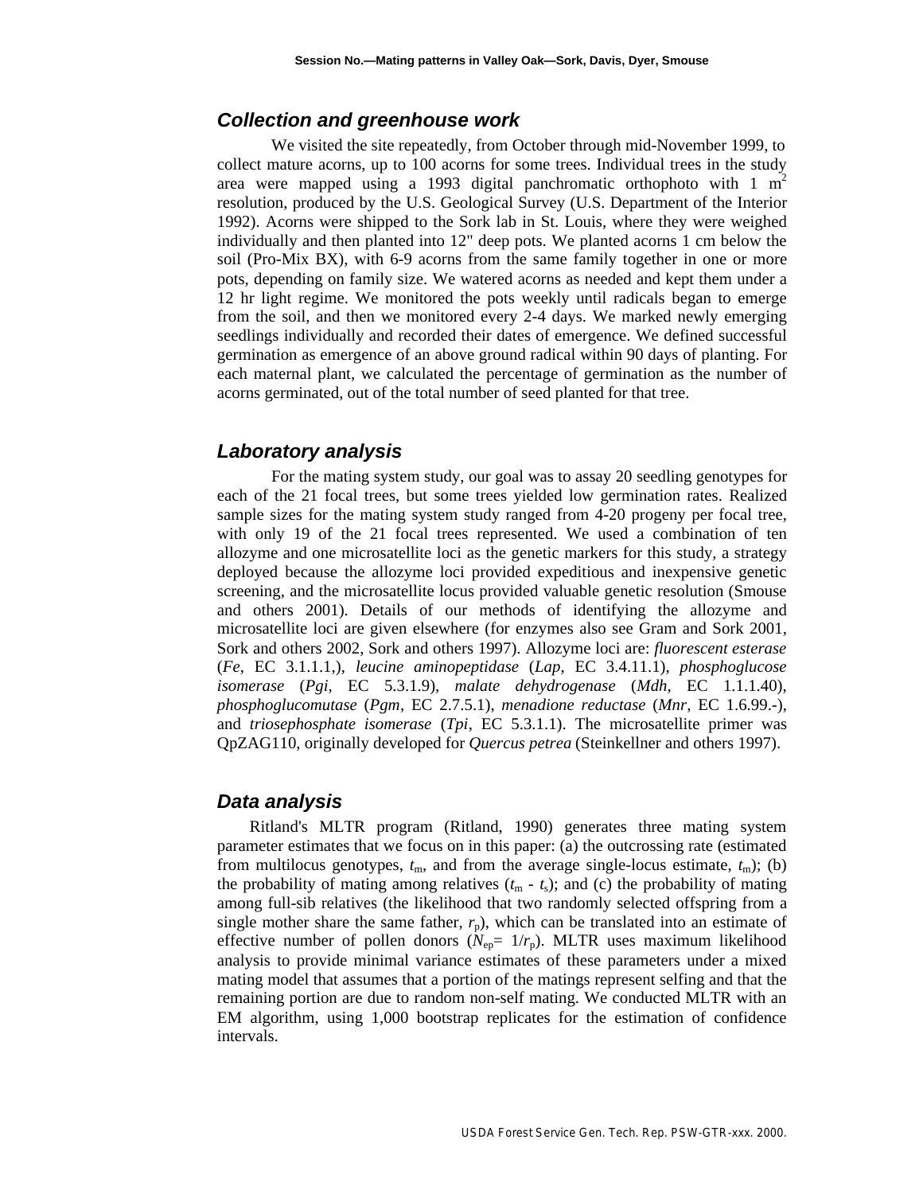### *Collection and greenhouse work*

We visited the site repeatedly, from October through mid-November 1999, to collect mature acorns, up to 100 acorns for some trees. Individual trees in the study area were mapped using a 1993 digital panchromatic orthophoto with 1 $m^2$ resolution, produced by the U.S. Geological Survey (U.S. Department of the Interior 1992). Acorns were shipped to the Sork lab in St. Louis, where they were weighed individually and then planted into 12" deep pots. We planted acorns 1 cm below the soil (Pro-Mix BX), with 6-9 acorns from the same family together in one or more pots, depending on family size. We watered acorns as needed and kept them under a 12 hr light regime. We monitored the pots weekly until radicals began to emerge from the soil, and then we monitored every 2-4 days. We marked newly emerging seedlings individually and recorded their dates of emergence. We defined successful germination as emergence of an above ground radical within 90 days of planting. For each maternal plant, we calculated the percentage of germination as the number of acorns germinated, out of the total number of seed planted for that tree.

### *Laboratory analysis*

For the mating system study, our goal was to assay 20 seedling genotypes for each of the 21 focal trees, but some trees yielded low germination rates. Realized sample sizes for the mating system study ranged from 4-20 progeny per focal tree, with only 19 of the 21 focal trees represented. We used a combination of ten allozyme and one microsatellite loci as the genetic markers for this study, a strategy deployed because the allozyme loci provided expeditious and inexpensive genetic screening, and the microsatellite locus provided valuable genetic resolution (Smouse and others 2001). Details of our methods of identifying the allozyme and microsatellite loci are given elsewhere (for enzymes also see Gram and Sork 2001, Sork and others 2002, Sork and others 1997). Allozyme loci are: *fluorescent esterase* (*Fe*, EC 3.1.1.1,), *leucine aminopeptidase* (*Lap*, EC 3.4.11.1), *phosphoglucose isomerase* (*Pgi*, EC 5.3.1.9), *malate dehydrogenase* (*Mdh*, EC 1.1.1.40), *phosphoglucomutase* (*Pgm*, EC 2.7.5.1), *menadione reductase* (*Mnr*, EC 1.6.99.-), and *triosephosphate isomerase* (*Tpi*, EC 5.3.1.1). The microsatellite primer was QpZAG110, originally developed for *Quercus petrea* (Steinkellner and others 1997).

### *Data analysis*

Ritland's MLTR program (Ritland, 1990) generates three mating system parameter estimates that we focus on in this paper: (a) the outcrossing rate (estimated from multilocus genotypes, $t_m$, and from the average single-locus estimate, $t_m$); (b) the probability of mating among relatives ($t_m$ - $t_s$); and (c) the probability of mating among full-sib relatives (the likelihood that two randomly selected offspring from a single mother share the same father, $r_p$), which can be translated into an estimate of effective number of pollen donors ($N_{ep}$= $1/r_p$). MLTR uses maximum likelihood analysis to provide minimal variance estimates of these parameters under a mixed mating model that assumes that a portion of the matings represent selfing and that the remaining portion are due to random non-self mating. We conducted MLTR with an EM algorithm, using 1,000 bootstrap replicates for the estimation of confidence intervals.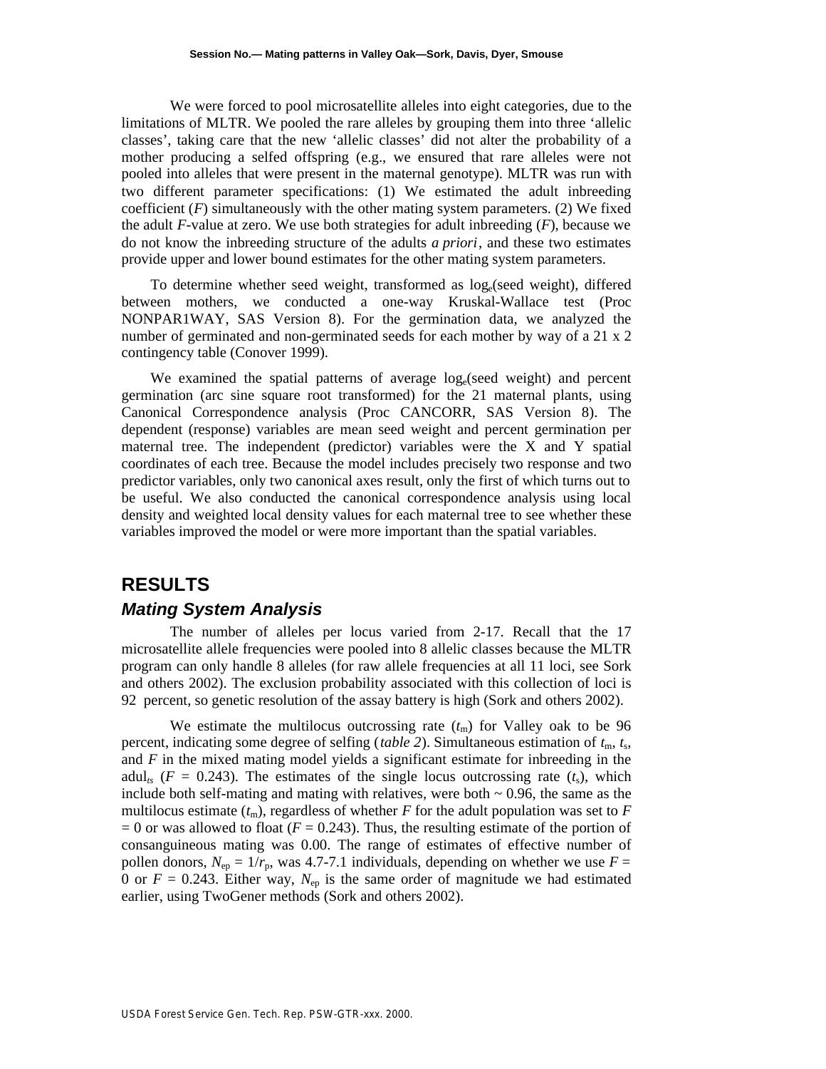We were forced to pool microsatellite alleles into eight categories, due to the limitations of MLTR. We pooled the rare alleles by grouping them into three 'allelic classes', taking care that the new 'allelic classes' did not alter the probability of a mother producing a selfed offspring (e.g., we ensured that rare alleles were not pooled into alleles that were present in the maternal genotype). MLTR was run with two different parameter specifications: (1) We estimated the adult inbreeding coefficient ($F$) simultaneously with the other mating system parameters. (2) We fixed the adult $F$-value at zero. We use both strategies for adult inbreeding ($F$), because we do not know the inbreeding structure of the adults *a priori*, and these two estimates provide upper and lower bound estimates for the other mating system parameters.

To determine whether seed weight, transformed as $\log_e$(seed weight), differed between mothers, we conducted a one-way Kruskal-Wallace test (Proc NONPAR1WAY, SAS Version 8). For the germination data, we analyzed the number of germinated and non-germinated seeds for each mother by way of a 21 x 2 contingency table (Conover 1999).

We examined the spatial patterns of average $\log_e$(seed weight) and percent germination (arc sine square root transformed) for the 21 maternal plants, using Canonical Correspondence analysis (Proc CANCORR, SAS Version 8). The dependent (response) variables are mean seed weight and percent germination per maternal tree. The independent (predictor) variables were the X and Y spatial coordinates of each tree. Because the model includes precisely two response and two predictor variables, only two canonical axes result, only the first of which turns out to be useful. We also conducted the canonical correspondence analysis using local density and weighted local density values for each maternal tree to see whether these variables improved the model or were more important than the spatial variables.

## RESULTS

### Mating System Analysis

The number of alleles per locus varied from 2-17. Recall that the 17 microsatellite allele frequencies were pooled into 8 allelic classes because the MLTR program can only handle 8 alleles (for raw allele frequencies at all 11 loci, see Sork and others 2002). The exclusion probability associated with this collection of loci is 92 percent, so genetic resolution of the assay battery is high (Sork and others 2002).

We estimate the multilocus outcrossing rate ($t_m$) for Valley oak to be 96 percent, indicating some degree of selfing (*table 2*). Simultaneous estimation of $t_m$, $t_s$, and $F$ in the mixed mating model yields a significant estimate for inbreeding in the adul$_{ts}$ ($F$ = 0.243). The estimates of the single locus outcrossing rate ($t_s$), which include both self-mating and mating with relatives, were both ~ 0.96, the same as the multilocus estimate ($t_m$), regardless of whether $F$ for the adult population was set to $F$ = 0 or was allowed to float ($F$ = 0.243). Thus, the resulting estimate of the portion of consanguineous mating was 0.00. The range of estimates of effective number of pollen donors, $N_{ep} = 1/r_p$, was 4.7-7.1 individuals, depending on whether we use $F$ = 0 or $F$ = 0.243. Either way, $N_{ep}$ is the same order of magnitude we had estimated earlier, using TwoGener methods (Sork and others 2002).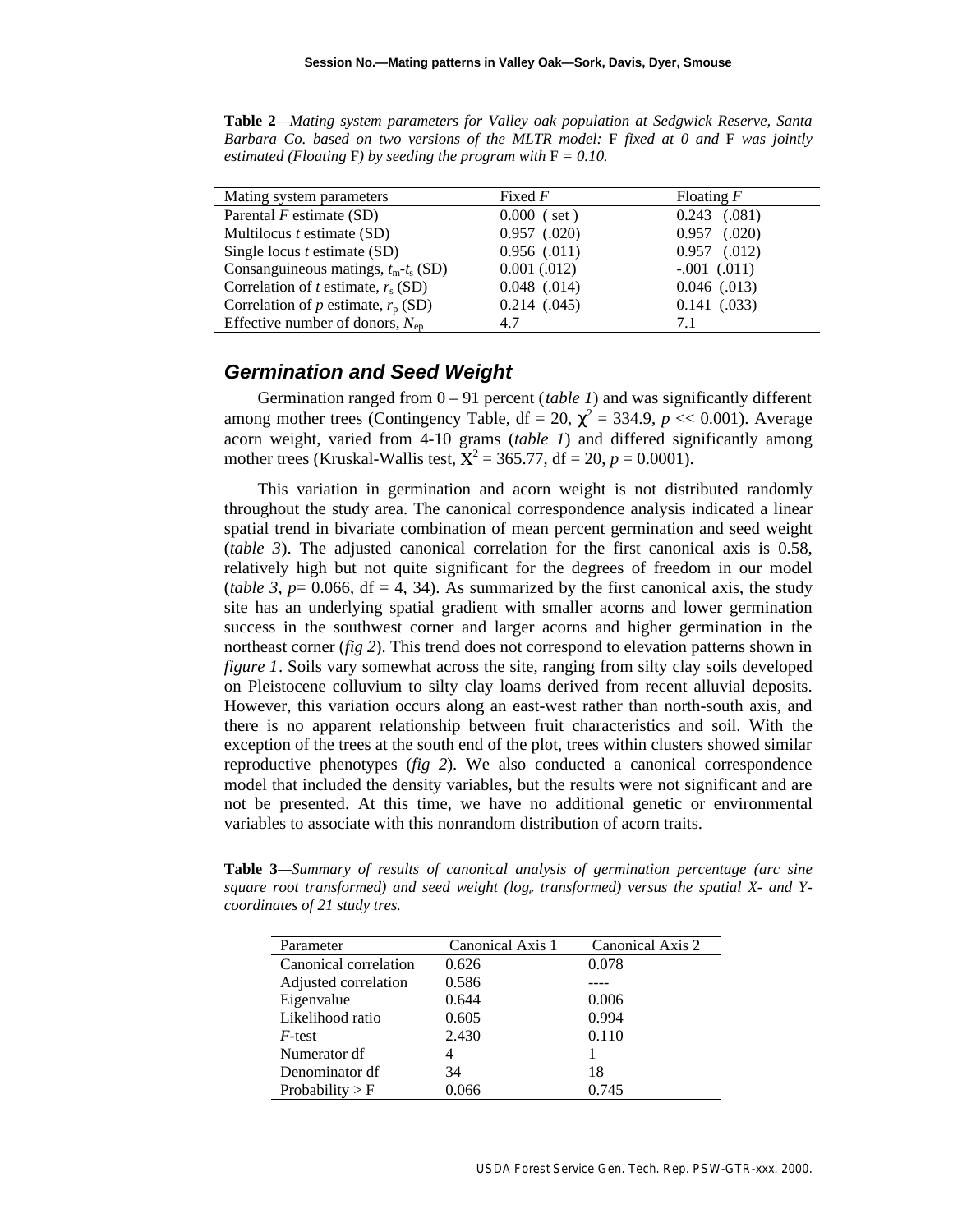**Table 2**—*Mating system parameters for Valley oak population at Sedgwick Reserve, Santa Barbara Co. based on two versions of the MLTR model:* F *fixed at 0 and* F *was jointly estimated (Floating* F*) by seeding the program with* $F = 0.10$.

| Mating system parameters | Fixed $F$ | Floating $F$ |
|---|---|---|
| Parental $F$ estimate (SD) | 0.000 ( set ) | 0.243 (.081) |
| Multilocus $t$ estimate (SD) | 0.957 (.020) | 0.957 (.020) |
| Single locus $t$ estimate (SD) | 0.956 (.011) | 0.957 (.012) |
| Consanguineous matings, $t_m$-$t_s$ (SD) | 0.001 (.012) | -.001 (.011) |
| Correlation of $t$ estimate, $r_s$ (SD) | 0.048 (.014) | 0.046 (.013) |
| Correlation of $p$ estimate, $r_p$ (SD) | 0.214 (.045) | 0.141 (.033) |
| Effective number of donors, $N_{ep}$ | 4.7 | 7.1 |

## Germination and Seed Weight

Germination ranged from 0 – 91 percent (*table 1*) and was significantly different among mother trees (Contingency Table, df = 20, $\chi^2 = 334.9$, $p << 0.001$). Average acorn weight, varied from 4-10 grams (*table 1*) and differed significantly among mother trees (Kruskal-Wallis test, $X^2 = 365.77$, df = 20, $p = 0.0001$).

This variation in germination and acorn weight is not distributed randomly throughout the study area. The canonical correspondence analysis indicated a linear spatial trend in bivariate combination of mean percent germination and seed weight (*table 3*). The adjusted canonical correlation for the first canonical axis is 0.58, relatively high but not quite significant for the degrees of freedom in our model (*table 3*, $p = 0.066$, df = 4, 34). As summarized by the first canonical axis, the study site has an underlying spatial gradient with smaller acorns and lower germination success in the southwest corner and larger acorns and higher germination in the northeast corner (*fig 2*). This trend does not correspond to elevation patterns shown in *figure 1*. Soils vary somewhat across the site, ranging from silty clay soils developed on Pleistocene colluvium to silty clay loams derived from recent alluvial deposits. However, this variation occurs along an east-west rather than north-south axis, and there is no apparent relationship between fruit characteristics and soil. With the exception of the trees at the south end of the plot, trees within clusters showed similar reproductive phenotypes (*fig 2*). We also conducted a canonical correspondence model that included the density variables, but the results were not significant and are not be presented. At this time, we have no additional genetic or environmental variables to associate with this nonrandom distribution of acorn traits.

**Table 3**—*Summary of results of canonical analysis of germination percentage (arc sine square root transformed) and seed weight ($log_e$ transformed) versus the spatial X- and Y-coordinates of 21 study tres.*

| Parameter | Canonical Axis 1 | Canonical Axis 2 |
|---|---|---|
| Canonical correlation | 0.626 | 0.078 |
| Adjusted correlation | 0.586 | ---- |
| Eigenvalue | 0.644 | 0.006 |
| Likelihood ratio | 0.605 | 0.994 |
| $F$-test | 2.430 | 0.110 |
| Numerator df | 4 | 1 |
| Denominator df | 34 | 18 |
| Probability > F | 0.066 | 0.745 |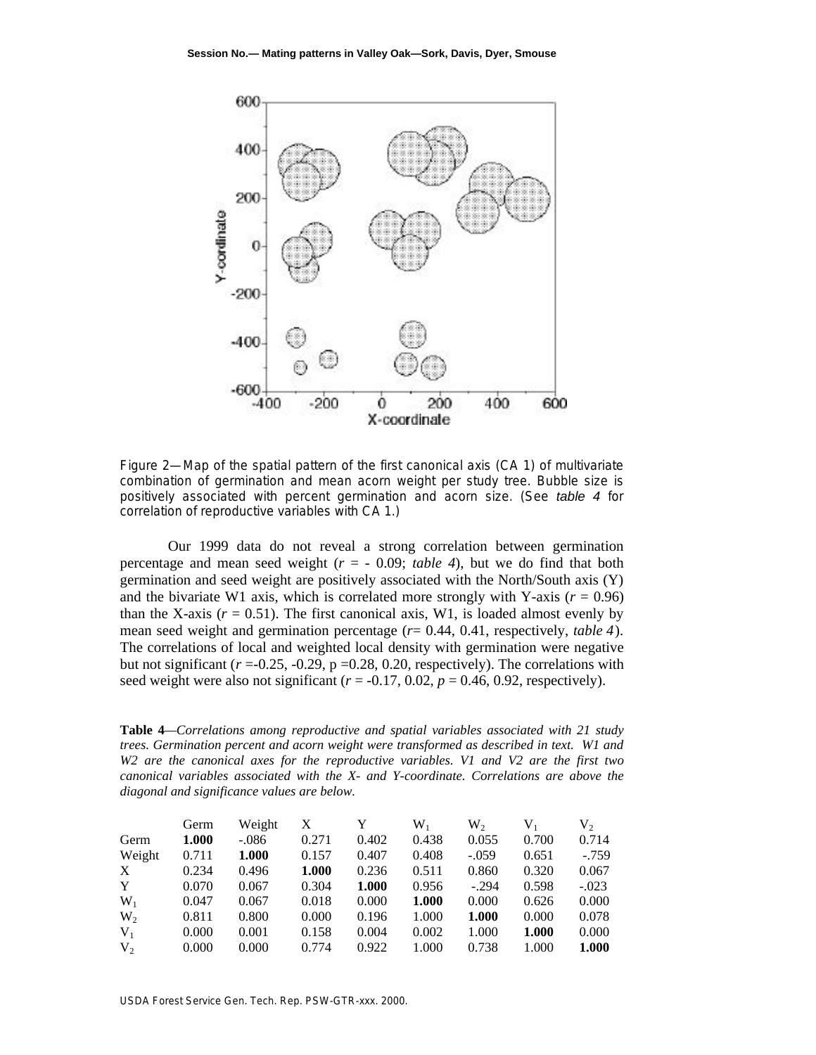Figure 2—Map of the spatial pattern of the first canonical axis (CA 1) of multivariate combination of germination and mean acorn weight per study tree. Bubble size is positively associated with percent germination and acorn size. (See *table 4* for correlation of reproductive variables with CA 1.)

Our 1999 data do not reveal a strong correlation between germination percentage and mean seed weight ($r$ = - 0.09; *table 4*), but we do find that both germination and seed weight are positively associated with the North/South axis (Y) and the bivariate W1 axis, which is correlated more strongly with Y-axis ($r$ = 0.96) than the X-axis ($r$ = 0.51). The first canonical axis, W1, is loaded almost evenly by mean seed weight and germination percentage ($r$= 0.44, 0.41, respectively, *table 4*). The correlations of local and weighted local density with germination were negative but not significant ($r$ =-0.25, -0.29, p =0.28, 0.20, respectively). The correlations with seed weight were also not significant ($r$ = -0.17, 0.02, $p$ = 0.46, 0.92, respectively).

**Table 4**—*Correlations among reproductive and spatial variables associated with 21 study trees. Germination percent and acorn weight were transformed as described in text. W1 and W2 are the canonical axes for the reproductive variables. V1 and V2 are the first two canonical variables associated with the X- and Y-coordinate. Correlations are above the diagonal and significance values are below.*

| | Germ | Weight | X | Y | $W_1$ | $W_2$ | $V_1$ | $V_2$ |
|---|---|---|---|---|---|---|---|---|
| Germ | **1.000** | -.086 | 0.271 | 0.402 | 0.438 | 0.055 | 0.700 | 0.714 |
| Weight | 0.711 | **1.000** | 0.157 | 0.407 | 0.408 | -.059 | 0.651 | -.759 |
| X | 0.234 | 0.496 | **1.000** | 0.236 | 0.511 | 0.860 | 0.320 | 0.067 |
| Y | 0.070 | 0.067 | 0.304 | **1.000** | 0.956 | -.294 | 0.598 | -.023 |
| $W_1$ | 0.047 | 0.067 | 0.018 | 0.000 | **1.000** | 0.000 | 0.626 | 0.000 |
| $W_2$ | 0.811 | 0.800 | 0.000 | 0.196 | 1.000 | **1.000** | 0.000 | 0.078 |
| $V_1$ | 0.000 | 0.001 | 0.158 | 0.004 | 0.002 | 1.000 | **1.000** | 0.000 |
| $V_2$ | 0.000 | 0.000 | 0.774 | 0.922 | 1.000 | 0.738 | 1.000 | **1.000** |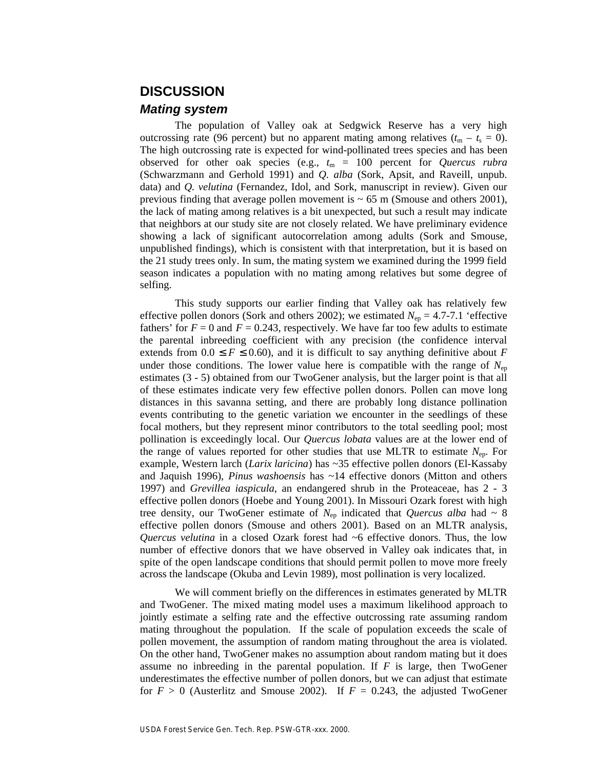## DISCUSSION

### *Mating system*

The population of Valley oak at Sedgwick Reserve has a very high outcrossing rate (96 percent) but no apparent mating among relatives ($t_m - t_s = 0$). The high outcrossing rate is expected for wind-pollinated trees species and has been observed for other oak species (e.g., $t_m$ = 100 percent for *Quercus rubra* (Schwarzmann and Gerhold 1991) and *Q. alba* (Sork, Apsit, and Raveill, unpub. data) and *Q. velutina* (Fernandez, Idol, and Sork, manuscript in review). Given our previous finding that average pollen movement is ~ 65 m (Smouse and others 2001), the lack of mating among relatives is a bit unexpected, but such a result may indicate that neighbors at our study site are not closely related. We have preliminary evidence showing a lack of significant autocorrelation among adults (Sork and Smouse, unpublished findings), which is consistent with that interpretation, but it is based on the 21 study trees only. In sum, the mating system we examined during the 1999 field season indicates a population with no mating among relatives but some degree of selfing.

This study supports our earlier finding that Valley oak has relatively few effective pollen donors (Sork and others 2002); we estimated $N_{ep}$ = 4.7-7.1 'effective fathers' for $F = 0$ and $F = 0.243$, respectively. We have far too few adults to estimate the parental inbreeding coefficient with any precision (the confidence interval extends from $0.0 \leq F \leq 0.60$), and it is difficult to say anything definitive about $F$ under those conditions. The lower value here is compatible with the range of $N_{ep}$ estimates (3 - 5) obtained from our TwoGener analysis, but the larger point is that all of these estimates indicate very few effective pollen donors. Pollen can move long distances in this savanna setting, and there are probably long distance pollination events contributing to the genetic variation we encounter in the seedlings of these focal mothers, but they represent minor contributors to the total seedling pool; most pollination is exceedingly local. Our *Quercus lobata* values are at the lower end of the range of values reported for other studies that use MLTR to estimate $N_{ep}$. For example, Western larch (*Larix laricina*) has ~35 effective pollen donors (El-Kassaby and Jaquish 1996), *Pinus washoensis* has ~14 effective donors (Mitton and others 1997) and *Grevillea iaspicula*, an endangered shrub in the Proteaceae, has 2 - 3 effective pollen donors (Hoebe and Young 2001). In Missouri Ozark forest with high tree density, our TwoGener estimate of $N_{ep}$ indicated that *Quercus alba* had ~ 8 effective pollen donors (Smouse and others 2001). Based on an MLTR analysis, *Quercus velutina* in a closed Ozark forest had ~6 effective donors. Thus, the low number of effective donors that we have observed in Valley oak indicates that, in spite of the open landscape conditions that should permit pollen to move more freely across the landscape (Okuba and Levin 1989), most pollination is very localized.

We will comment briefly on the differences in estimates generated by MLTR and TwoGener. The mixed mating model uses a maximum likelihood approach to jointly estimate a selfing rate and the effective outcrossing rate assuming random mating throughout the population. If the scale of population exceeds the scale of pollen movement, the assumption of random mating throughout the area is violated. On the other hand, TwoGener makes no assumption about random mating but it does assume no inbreeding in the parental population. If $F$ is large, then TwoGener underestimates the effective number of pollen donors, but we can adjust that estimate for $F > 0$ (Austerlitz and Smouse 2002). If $F = 0.243$, the adjusted TwoGener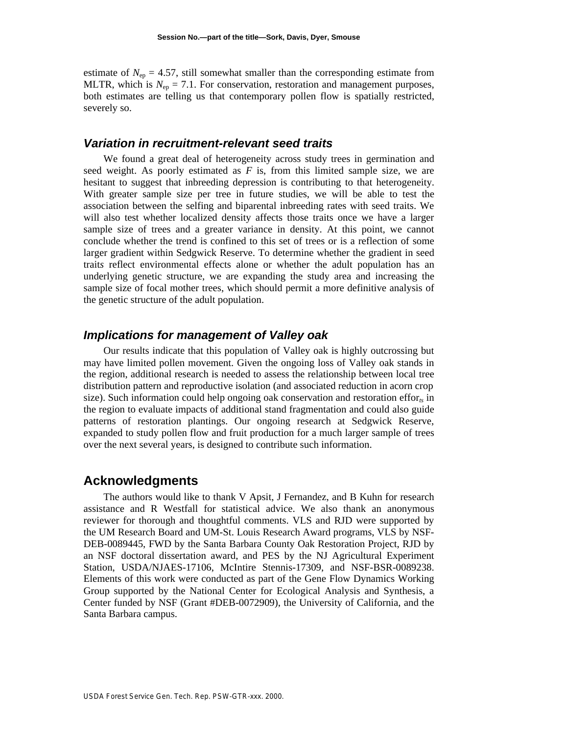estimate of $N_{ep}$ = 4.57, still somewhat smaller than the corresponding estimate from MLTR, which is $N_{ep}$ = 7.1. For conservation, restoration and management purposes, both estimates are telling us that contemporary pollen flow is spatially restricted, severely so.

### *Variation in recruitment-relevant seed traits*

We found a great deal of heterogeneity across study trees in germination and seed weight. As poorly estimated as $F$ is, from this limited sample size, we are hesitant to suggest that inbreeding depression is contributing to that heterogeneity. With greater sample size per tree in future studies, we will be able to test the association between the selfing and biparental inbreeding rates with seed traits. We will also test whether localized density affects those traits once we have a larger sample size of trees and a greater variance in density. At this point, we cannot conclude whether the trend is confined to this set of trees or is a reflection of some larger gradient within Sedgwick Reserve. To determine whether the gradient in seed traits reflect environmental effects alone or whether the adult population has an underlying genetic structure, we are expanding the study area and increasing the sample size of focal mother trees, which should permit a more definitive analysis of the genetic structure of the adult population.

### *Implications for management of Valley oak*

Our results indicate that this population of Valley oak is highly outcrossing but may have limited pollen movement. Given the ongoing loss of Valley oak stands in the region, additional research is needed to assess the relationship between local tree distribution pattern and reproductive isolation (and associated reduction in acorn crop size). Such information could help ongoing oak conservation and restoration efforts in the region to evaluate impacts of additional stand fragmentation and could also guide patterns of restoration plantings. Our ongoing research at Sedgwick Reserve, expanded to study pollen flow and fruit production for a much larger sample of trees over the next several years, is designed to contribute such information.

## Acknowledgments

The authors would like to thank V Apsit, J Fernandez, and B Kuhn for research assistance and R Westfall for statistical advice. We also thank an anonymous reviewer for thorough and thoughtful comments. VLS and RJD were supported by the UM Research Board and UM-St. Louis Research Award programs, VLS by NSF-DEB-0089445, FWD by the Santa Barbara County Oak Restoration Project, RJD by an NSF doctoral dissertation award, and PES by the NJ Agricultural Experiment Station, USDA/NJAES-17106, McIntire Stennis-17309, and NSF-BSR-0089238. Elements of this work were conducted as part of the Gene Flow Dynamics Working Group supported by the National Center for Ecological Analysis and Synthesis, a Center funded by NSF (Grant #DEB-0072909), the University of California, and the Santa Barbara campus.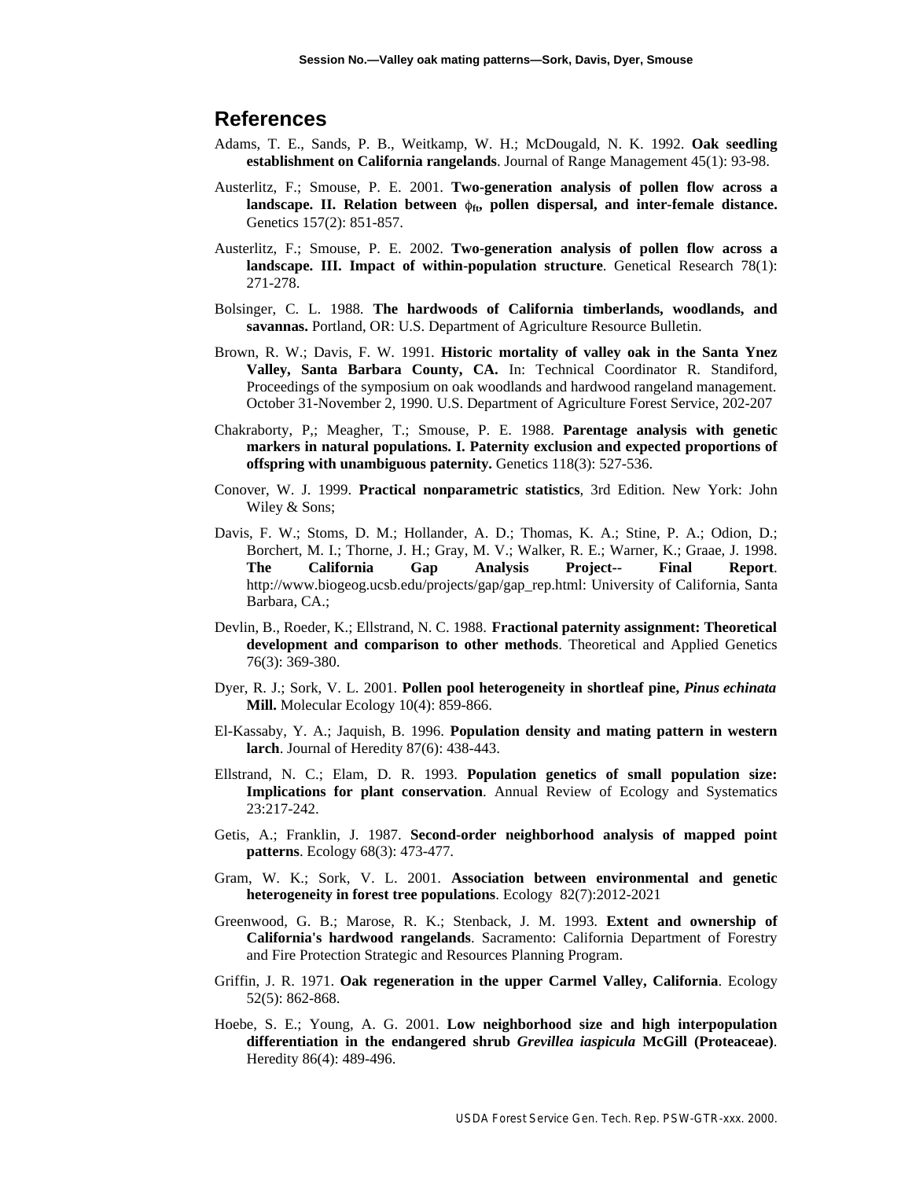## References

Adams, T. E., Sands, P. B., Weitkamp, W. H.; McDougald, N. K. 1992. **Oak seedling establishment on California rangelands**. Journal of Range Management 45(1): 93-98.

Austerlitz, F.; Smouse, P. E. 2001. **Two-generation analysis of pollen flow across a landscape. II. Relation between $\phi_{ft}$, pollen dispersal, and inter-female distance.** Genetics 157(2): 851-857.

Austerlitz, F.; Smouse, P. E. 2002. **Two-generation analysis of pollen flow across a landscape. III. Impact of within-population structure**. Genetical Research 78(1): 271-278.

Bolsinger, C. L. 1988. **The hardwoods of California timberlands, woodlands, and savannas.** Portland, OR: U.S. Department of Agriculture Resource Bulletin.

Brown, R. W.; Davis, F. W. 1991. **Historic mortality of valley oak in the Santa Ynez Valley, Santa Barbara County, CA.** In: Technical Coordinator R. Standiford, Proceedings of the symposium on oak woodlands and hardwood rangeland management. October 31-November 2, 1990. U.S. Department of Agriculture Forest Service, 202-207

Chakraborty, P,; Meagher, T.; Smouse, P. E. 1988. **Parentage analysis with genetic markers in natural populations. I. Paternity exclusion and expected proportions of offspring with unambiguous paternity.** Genetics 118(3): 527-536.

Conover, W. J. 1999. **Practical nonparametric statistics**, 3rd Edition. New York: John Wiley & Sons;

Davis, F. W.; Stoms, D. M.; Hollander, A. D.; Thomas, K. A.; Stine, P. A.; Odion, D.; Borchert, M. I.; Thorne, J. H.; Gray, M. V.; Walker, R. E.; Warner, K.; Graae, J. 1998. **The California Gap Analysis Project-- Final Report**. http://www.biogeog.ucsb.edu/projects/gap/gap_rep.html: University of California, Santa Barbara, CA.;

Devlin, B., Roeder, K.; Ellstrand, N. C. 1988. **Fractional paternity assignment: Theoretical development and comparison to other methods**. Theoretical and Applied Genetics 76(3): 369-380.

Dyer, R. J.; Sork, V. L. 2001. **Pollen pool heterogeneity in shortleaf pine, *Pinus echinata* Mill.** Molecular Ecology 10(4): 859-866.

El-Kassaby, Y. A.; Jaquish, B. 1996. **Population density and mating pattern in western larch**. Journal of Heredity 87(6): 438-443.

Ellstrand, N. C.; Elam, D. R. 1993. **Population genetics of small population size: Implications for plant conservation**. Annual Review of Ecology and Systematics 23:217-242.

Getis, A.; Franklin, J. 1987. **Second-order neighborhood analysis of mapped point patterns**. Ecology 68(3): 473-477.

Gram, W. K.; Sork, V. L. 2001. **Association between environmental and genetic heterogeneity in forest tree populations**. Ecology 82(7):2012-2021

Greenwood, G. B.; Marose, R. K.; Stenback, J. M. 1993. **Extent and ownership of California's hardwood rangelands**. Sacramento: California Department of Forestry and Fire Protection Strategic and Resources Planning Program.

Griffin, J. R. 1971. **Oak regeneration in the upper Carmel Valley, California**. Ecology 52(5): 862-868.

Hoebe, S. E.; Young, A. G. 2001. **Low neighborhood size and high interpopulation differentiation in the endangered shrub *Grevillea iaspicula* McGill (Proteaceae)**. Heredity 86(4): 489-496.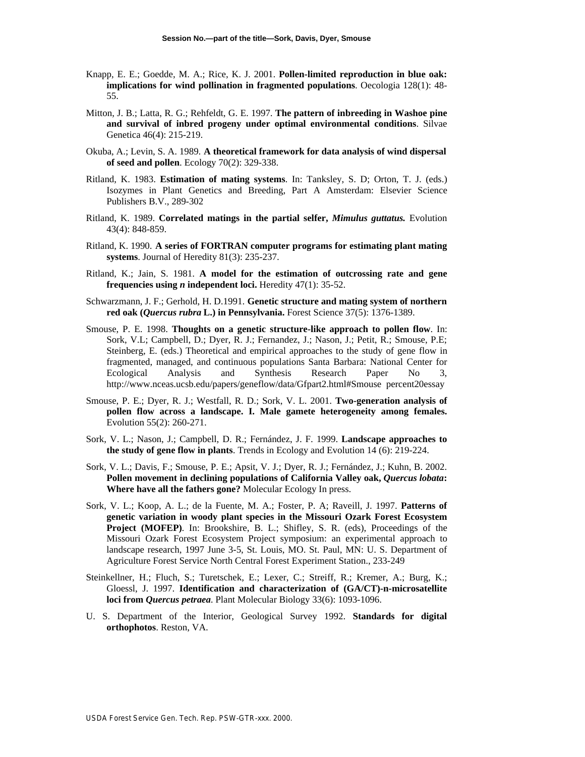Knapp, E. E.; Goedde, M. A.; Rice, K. J. 2001. **Pollen-limited reproduction in blue oak: implications for wind pollination in fragmented populations**. Oecologia 128(1): 48-55.

Mitton, J. B.; Latta, R. G.; Rehfeldt, G. E. 1997. **The pattern of inbreeding in Washoe pine and survival of inbred progeny under optimal environmental conditions**. Silvae Genetica 46(4): 215-219.

Okuba, A.; Levin, S. A. 1989. **A theoretical framework for data analysis of wind dispersal of seed and pollen**. Ecology 70(2): 329-338.

Ritland, K. 1983. **Estimation of mating systems**. In: Tanksley, S. D; Orton, T. J. (eds.) Isozymes in Plant Genetics and Breeding, Part A Amsterdam: Elsevier Science Publishers B.V., 289-302

Ritland, K. 1989. **Correlated matings in the partial selfer, *Mimulus guttatus.*** Evolution 43(4): 848-859.

Ritland, K. 1990. **A series of FORTRAN computer programs for estimating plant mating systems**. Journal of Heredity 81(3): 235-237.

Ritland, K.; Jain, S. 1981. **A model for the estimation of outcrossing rate and gene frequencies using *n* independent loci.** Heredity 47(1): 35-52.

Schwarzmann, J. F.; Gerhold, H. D.1991. **Genetic structure and mating system of northern red oak (*Quercus rubra* L.) in Pennsylvania.** Forest Science 37(5): 1376-1389.

Smouse, P. E. 1998. **Thoughts on a genetic structure-like approach to pollen flow**. In: Sork, V.L; Campbell, D.; Dyer, R. J.; Fernandez, J.; Nason, J.; Petit, R.; Smouse, P.E; Steinberg, E. (eds.) Theoretical and empirical approaches to the study of gene flow in fragmented, managed, and continuous populations Santa Barbara: National Center for Ecological Analysis and Synthesis Research Paper No 3, http://www.nceas.ucsb.edu/papers/geneflow/data/Gfpart2.html#Smouse percent20essay

Smouse, P. E.; Dyer, R. J.; Westfall, R. D.; Sork, V. L. 2001. **Two-generation analysis of pollen flow across a landscape. I. Male gamete heterogeneity among females.** Evolution 55(2): 260-271.

Sork, V. L.; Nason, J.; Campbell, D. R.; Fernández, J. F. 1999. **Landscape approaches to the study of gene flow in plants**. Trends in Ecology and Evolution 14 (6): 219-224.

Sork, V. L.; Davis, F.; Smouse, P. E.; Apsit, V. J.; Dyer, R. J.; Fernández, J.; Kuhn, B. 2002. **Pollen movement in declining populations of California Valley oak, *Quercus lobata*: Where have all the fathers gone?** Molecular Ecology In press.

Sork, V. L.; Koop, A. L.; de la Fuente, M. A.; Foster, P. A; Raveill, J. 1997. **Patterns of genetic variation in woody plant species in the Missouri Ozark Forest Ecosystem Project (MOFEP)**. In: Brookshire, B. L.; Shifley, S. R. (eds), Proceedings of the Missouri Ozark Forest Ecosystem Project symposium: an experimental approach to landscape research, 1997 June 3-5, St. Louis, MO. St. Paul, MN: U. S. Department of Agriculture Forest Service North Central Forest Experiment Station., 233-249

Steinkellner, H.; Fluch, S.; Turetschek, E.; Lexer, C.; Streiff, R.; Kremer, A.; Burg, K.; Gloessl, J. 1997. **Identification and characterization of (GA/CT)-n-microsatellite loci from *Quercus petraea*.** Plant Molecular Biology 33(6): 1093-1096.

U. S. Department of the Interior, Geological Survey 1992. **Standards for digital orthophotos**. Reston, VA.